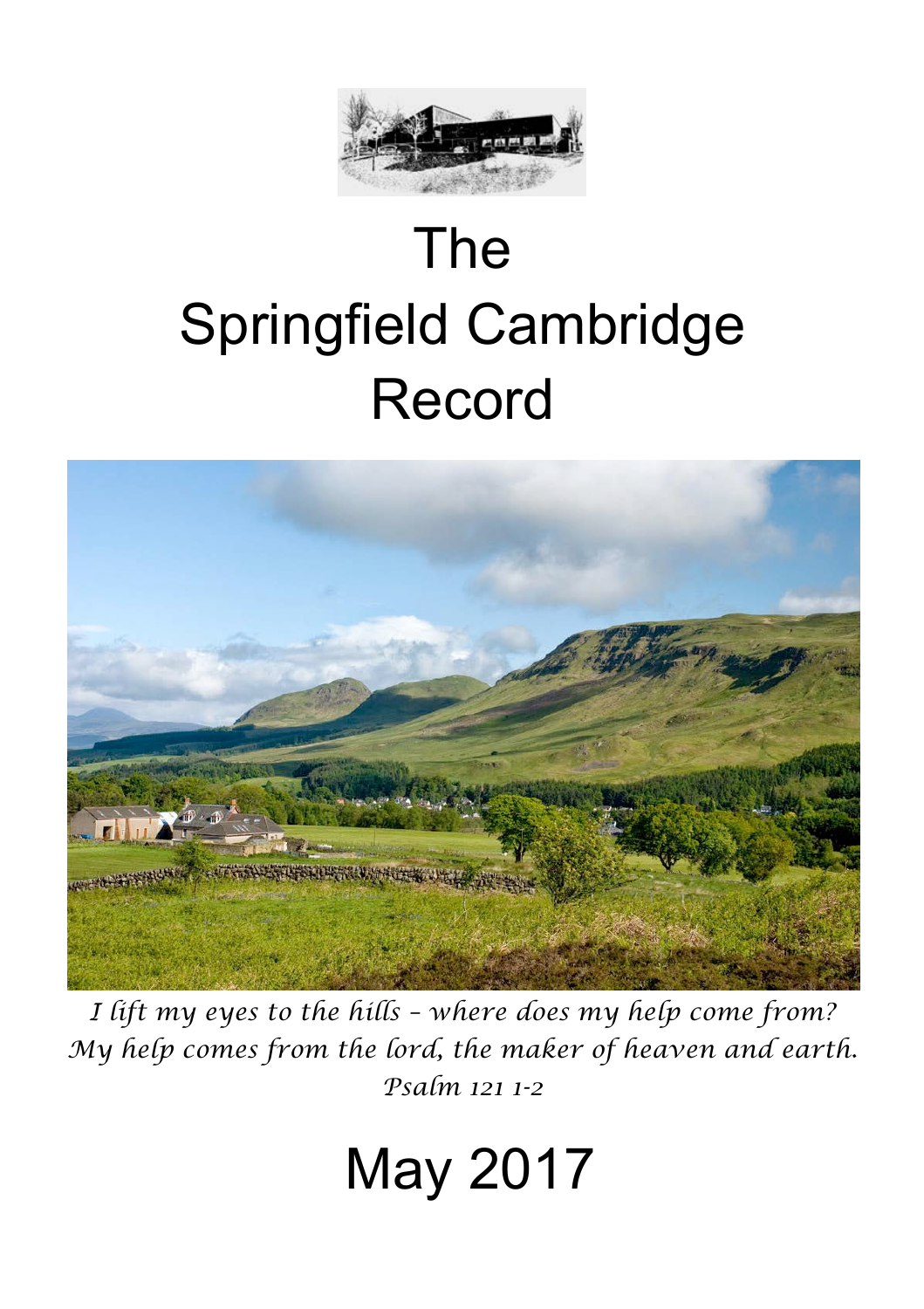# The Springfield Cambridge Record

*I lift my eyes to the hills – where does my help come from?*
*My help comes from the lord, the maker of heaven and earth.*
*Psalm 121 1-2*

# May 2017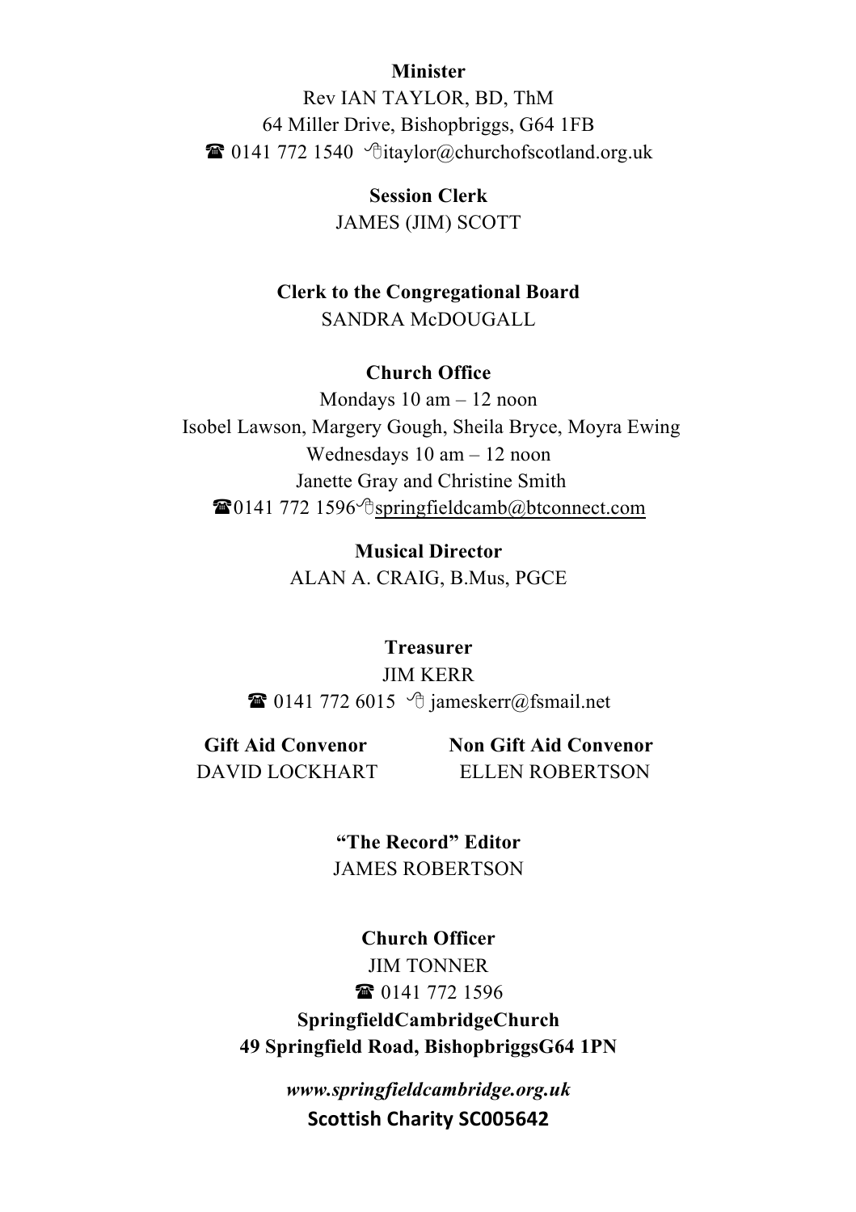**Minister**

Rev IAN TAYLOR, BD, ThM
64 Miller Drive, Bishopbriggs, G64 1FB
☎ 0141 772 1540 ✉ itaylor@churchofscotland.org.uk

**Session Clerk**

JAMES (JIM) SCOTT

**Clerk to the Congregational Board**

SANDRA McDOUGALL

**Church Office**

Mondays 10 am – 12 noon
Isobel Lawson, Margery Gough, Sheila Bryce, Moyra Ewing
Wednesdays 10 am – 12 noon
Janette Gray and Christine Smith
☎ 0141 772 1596 ✉ springfieldcamb@btconnect.com

**Musical Director**

ALAN A. CRAIG, B.Mus, PGCE

**Treasurer**

JIM KERR
☎ 0141 772 6015 ✉ jameskerr@fsmail.net

**Gift Aid Convenor**
DAVID LOCKHART

**Non Gift Aid Convenor**
ELLEN ROBERTSON

**"The Record" Editor**

JAMES ROBERTSON

**Church Officer**

JIM TONNER
☎ 0141 772 1596

**SpringfieldCambridgeChurch**
**49 Springfield Road, BishopbriggsG64 1PN**

***www.springfieldcambridge.org.uk***

**Scottish Charity SC005642**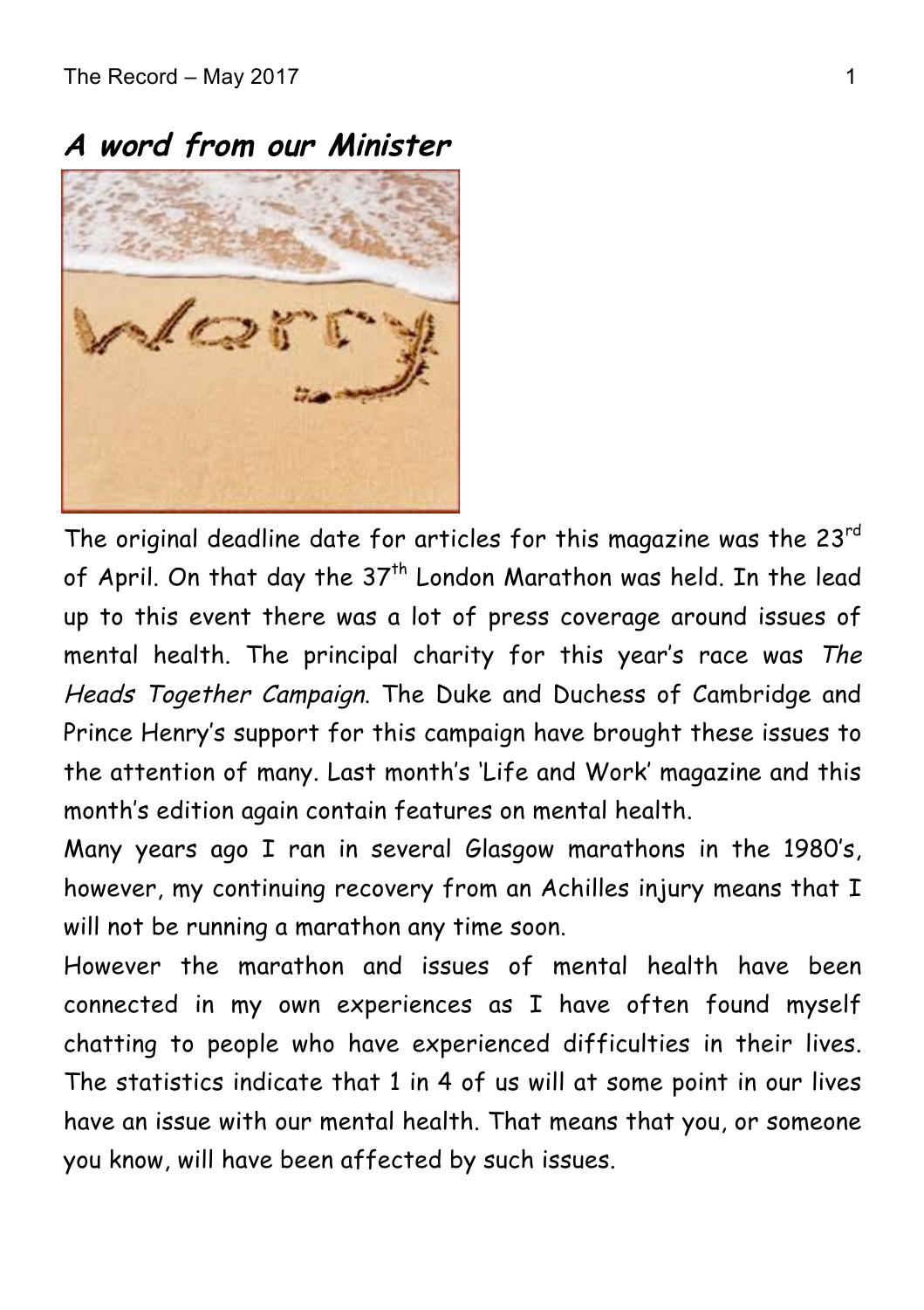## *A word from our Minister*

The original deadline date for articles for this magazine was the 23rd of April. On that day the 37th London Marathon was held. In the lead up to this event there was a lot of press coverage around issues of mental health. The principal charity for this year's race was *The Heads Together Campaign*. The Duke and Duchess of Cambridge and Prince Henry's support for this campaign have brought these issues to the attention of many. Last month's 'Life and Work' magazine and this month's edition again contain features on mental health.

Many years ago I ran in several Glasgow marathons in the 1980's, however, my continuing recovery from an Achilles injury means that I will not be running a marathon any time soon.

However the marathon and issues of mental health have been connected in my own experiences as I have often found myself chatting to people who have experienced difficulties in their lives. The statistics indicate that 1 in 4 of us will at some point in our lives have an issue with our mental health. That means that you, or someone you know, will have been affected by such issues.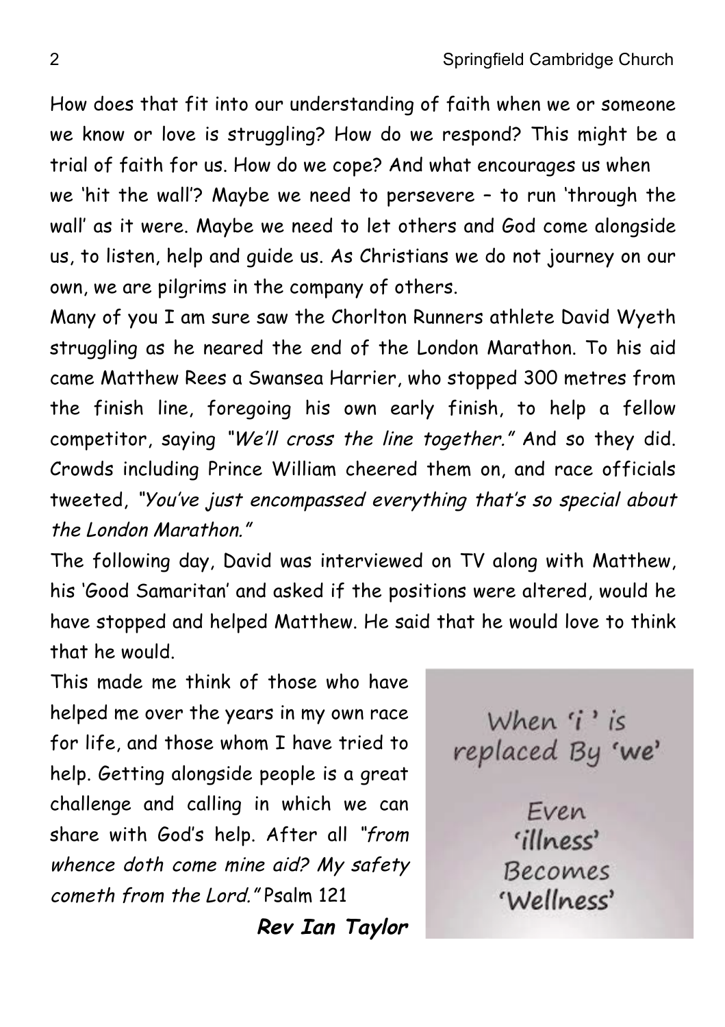How does that fit into our understanding of faith when we or someone we know or love is struggling? How do we respond? This might be a trial of faith for us. How do we cope? And what encourages us when we 'hit the wall'? Maybe we need to persevere – to run 'through the wall' as it were. Maybe we need to let others and God come alongside us, to listen, help and guide us. As Christians we do not journey on our own, we are pilgrims in the company of others.

Many of you I am sure saw the Chorlton Runners athlete David Wyeth struggling as he neared the end of the London Marathon. To his aid came Matthew Rees a Swansea Harrier, who stopped 300 metres from the finish line, foregoing his own early finish, to help a fellow competitor, saying *"We'll cross the line together."* And so they did. Crowds including Prince William cheered them on, and race officials tweeted, *"You've just encompassed everything that's so special about the London Marathon."*

The following day, David was interviewed on TV along with Matthew, his 'Good Samaritan' and asked if the positions were altered, would he have stopped and helped Matthew. He said that he would love to think that he would.

This made me think of those who have helped me over the years in my own race for life, and those whom I have tried to help. Getting alongside people is a great challenge and calling in which we can share with God's help. After all *"from whence doth come mine aid? My safety cometh from the Lord."* Psalm 121

When 'i' is replaced By 'we'

Even 'illness' Becomes 'Wellness'

***Rev Ian Taylor***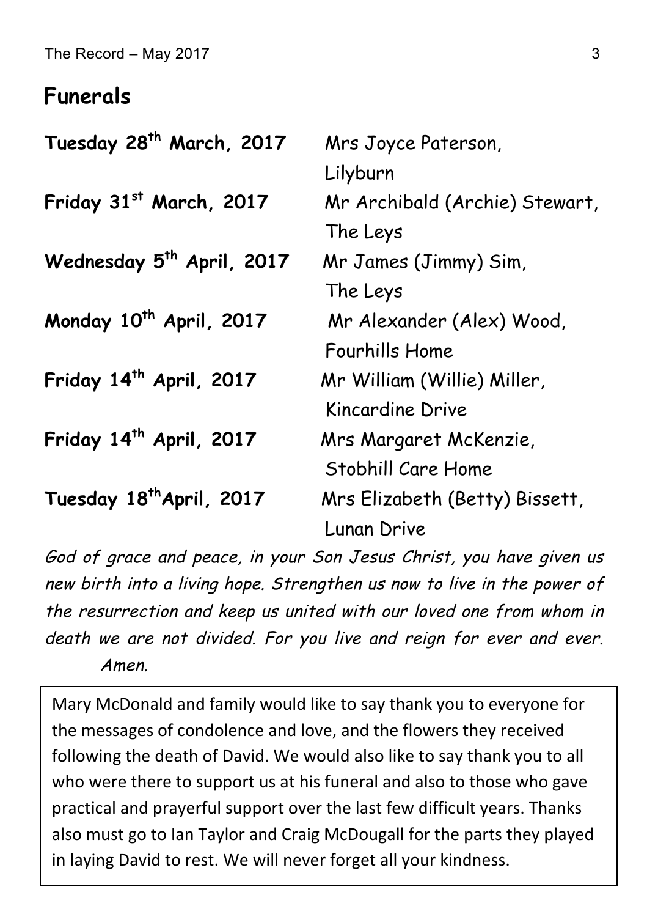## Funerals

| | |
|---|---|
| **Tuesday 28th March, 2017** | Mrs Joyce Paterson, Lilyburn |
| **Friday 31st March, 2017** | Mr Archibald (Archie) Stewart, The Leys |
| **Wednesday 5th April, 2017** | Mr James (Jimmy) Sim, The Leys |
| **Monday 10th April, 2017** | Mr Alexander (Alex) Wood, Fourhills Home |
| **Friday 14th April, 2017** | Mr William (Willie) Miller, Kincardine Drive |
| **Friday 14th April, 2017** | Mrs Margaret McKenzie, Stobhill Care Home |
| **Tuesday 18thApril, 2017** | Mrs Elizabeth (Betty) Bissett, Lunan Drive |

*God of grace and peace, in your Son Jesus Christ, you have given us new birth into a living hope. Strengthen us now to live in the power of the resurrection and keep us united with our loved one from whom in death we are not divided. For you live and reign for ever and ever. Amen.*

Mary McDonald and family would like to say thank you to everyone for the messages of condolence and love, and the flowers they received following the death of David. We would also like to say thank you to all who were there to support us at his funeral and also to those who gave practical and prayerful support over the last few difficult years. Thanks also must go to Ian Taylor and Craig McDougall for the parts they played in laying David to rest. We will never forget all your kindness.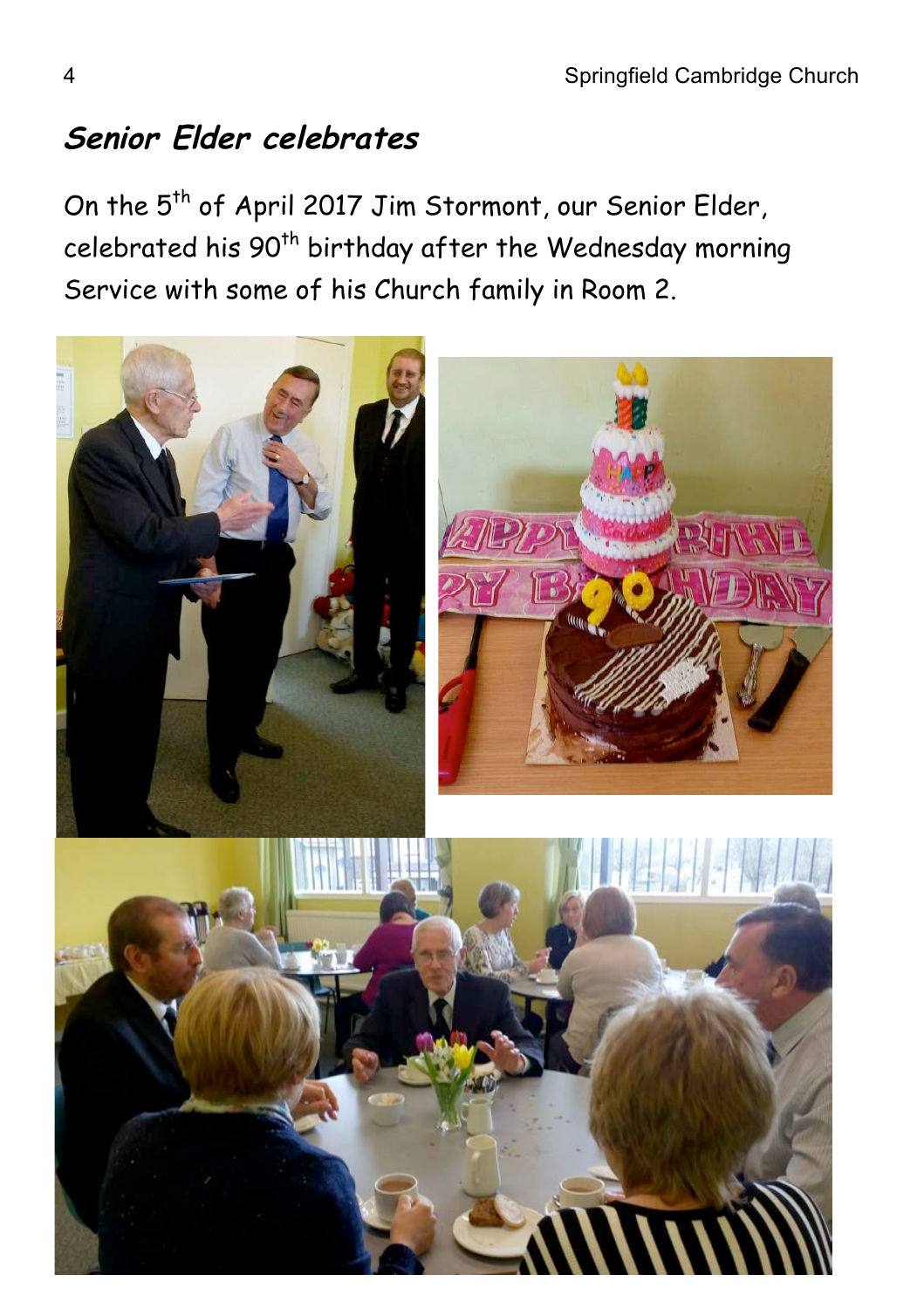## *Senior Elder celebrates*

On the 5th of April 2017 Jim Stormont, our Senior Elder, celebrated his 90th birthday after the Wednesday morning Service with some of his Church family in Room 2.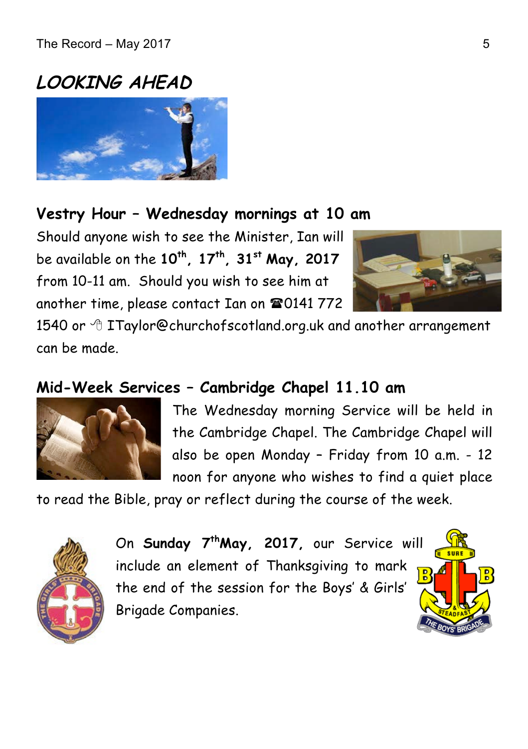## *LOOKING AHEAD*

**Vestry Hour – Wednesday mornings at 10 am**

Should anyone wish to see the Minister, Ian will be available on the **10th, 17th, 31st May, 2017** from 10-11 am. Should you wish to see him at another time, please contact Ian on ☎0141 772 1540 or ITaylor@churchofscotland.org.uk and another arrangement can be made.

**Mid-Week Services – Cambridge Chapel 11.10 am**

The Wednesday morning Service will be held in the Cambridge Chapel. The Cambridge Chapel will also be open Monday – Friday from 10 a.m. - 12 noon for anyone who wishes to find a quiet place to read the Bible, pray or reflect during the course of the week.

On **Sunday 7th May, 2017,** our Service will include an element of Thanksgiving to mark the end of the session for the Boys' & Girls' Brigade Companies.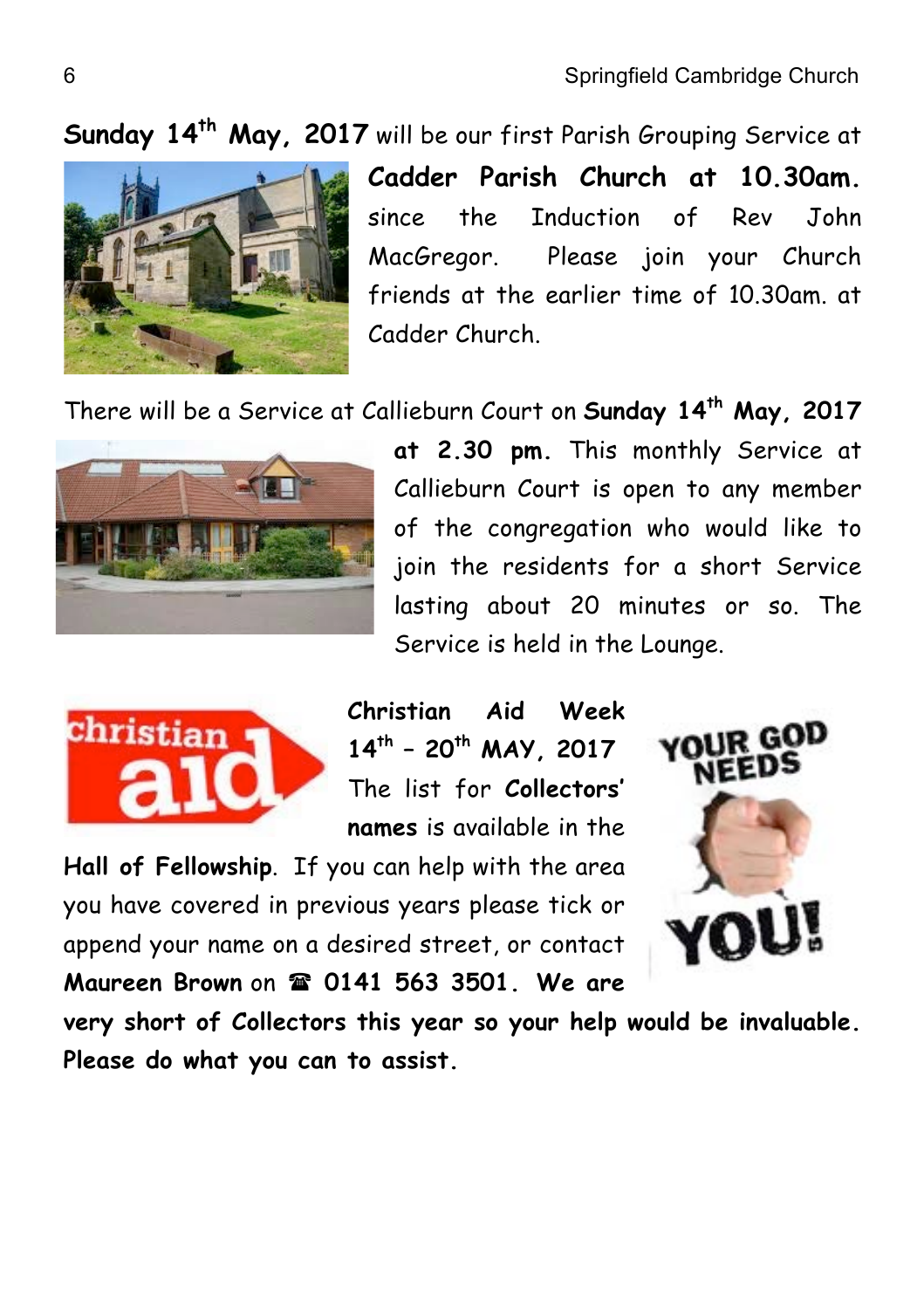**Sunday 14th May, 2017** will be our first Parish Grouping Service at **Cadder Parish Church at 10.30am.** since the Induction of Rev John MacGregor. Please join your Church friends at the earlier time of 10.30am. at Cadder Church.

There will be a Service at Callieburn Court on **Sunday 14th May, 2017 at 2.30 pm.** This monthly Service at Callieburn Court is open to any member of the congregation who would like to join the residents for a short Service lasting about 20 minutes or so. The Service is held in the Lounge.

**Christian Aid Week 14th – 20th MAY, 2017** The list for **Collectors' names** is available in the **Hall of Fellowship**. If you can help with the area you have covered in previous years please tick or append your name on a desired street, or contact **Maureen Brown** on ☎ **0141 563 3501. We are very short of Collectors this year so your help would be invaluable. Please do what you can to assist.**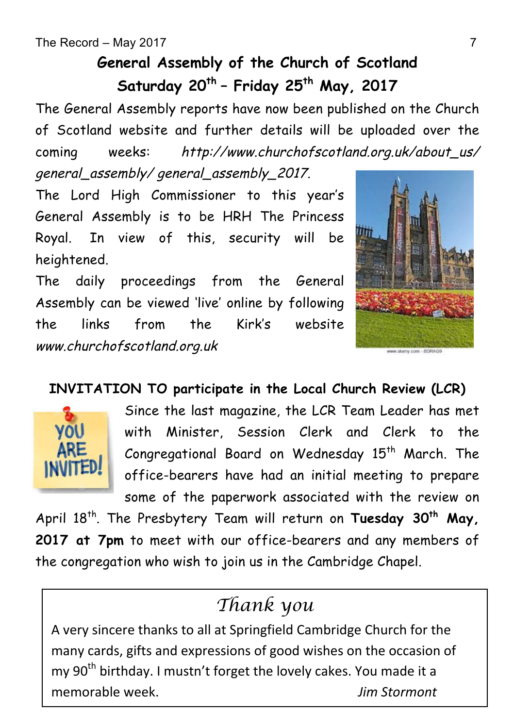## General Assembly of the Church of Scotland
## Saturday 20th – Friday 25th May, 2017

The General Assembly reports have now been published on the Church of Scotland website and further details will be uploaded over the coming weeks: *http://www.churchofscotland.org.uk/about_us/general_assembly/general_assembly_2017.*

The Lord High Commissioner to this year's General Assembly is to be HRH The Princess Royal. In view of this, security will be heightened.

The daily proceedings from the General Assembly can be viewed 'live' online by following the links from the Kirk's website *www.churchofscotland.org.uk*

### INVITATION TO participate in the Local Church Review (LCR)

Since the last magazine, the LCR Team Leader has met with Minister, Session Clerk and Clerk to the Congregational Board on Wednesday 15th March. The office-bearers have had an initial meeting to prepare some of the paperwork associated with the review on April 18th. The Presbytery Team will return on **Tuesday 30th May, 2017 at 7pm** to meet with our office-bearers and any members of the congregation who wish to join us in the Cambridge Chapel.

### *Thank you*

A very sincere thanks to all at Springfield Cambridge Church for the many cards, gifts and expressions of good wishes on the occasion of my 90th birthday. I mustn't forget the lovely cakes. You made it a memorable week.

*Jim Stormont*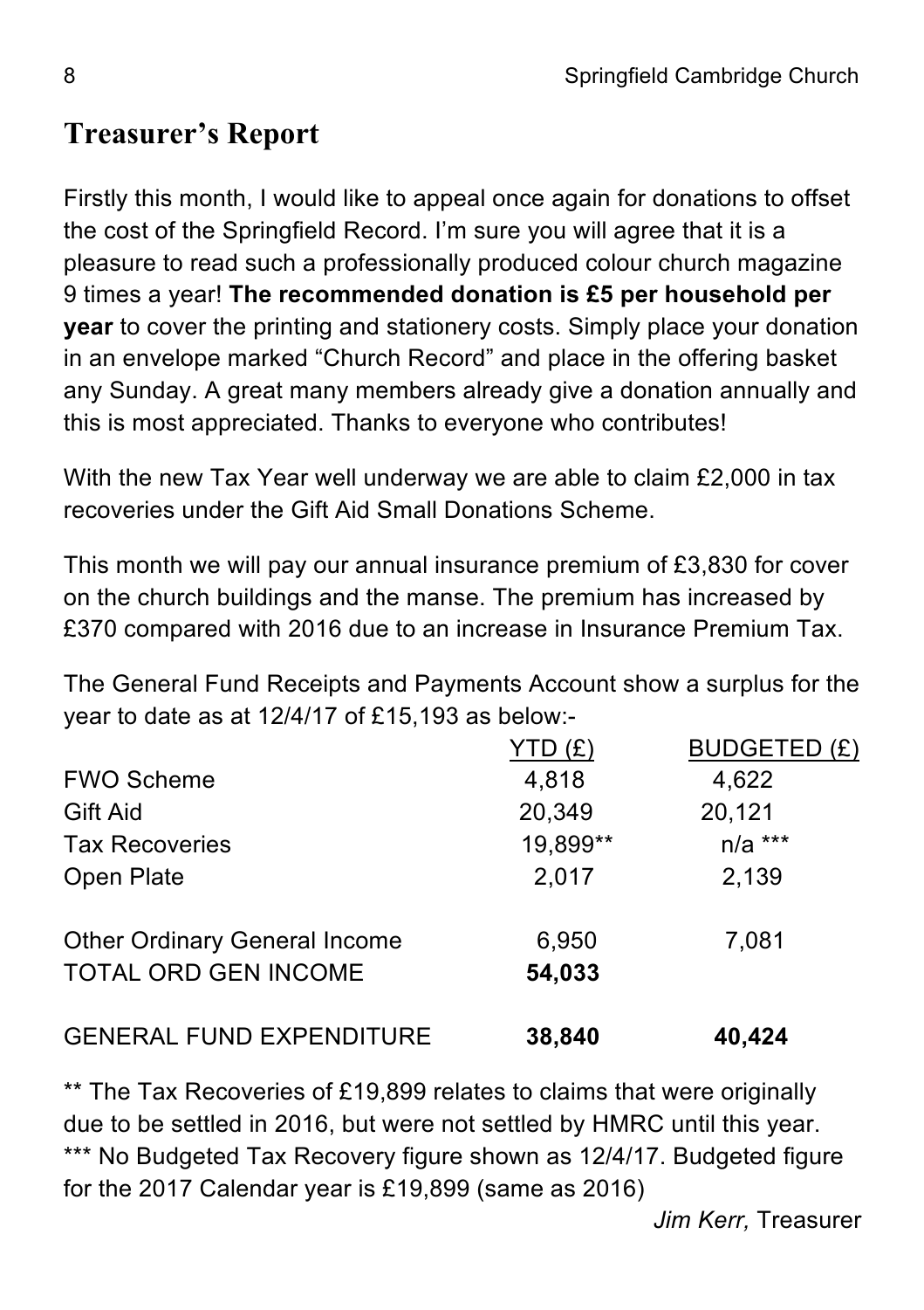## Treasurer's Report

Firstly this month, I would like to appeal once again for donations to offset the cost of the Springfield Record. I'm sure you will agree that it is a pleasure to read such a professionally produced colour church magazine 9 times a year! **The recommended donation is £5 per household per year** to cover the printing and stationery costs. Simply place your donation in an envelope marked "Church Record" and place in the offering basket any Sunday. A great many members already give a donation annually and this is most appreciated. Thanks to everyone who contributes!

With the new Tax Year well underway we are able to claim £2,000 in tax recoveries under the Gift Aid Small Donations Scheme.

This month we will pay our annual insurance premium of £3,830 for cover on the church buildings and the manse. The premium has increased by £370 compared with 2016 due to an increase in Insurance Premium Tax.

The General Fund Receipts and Payments Account show a surplus for the year to date as at 12/4/17 of £15,193 as below:-

| | YTD (£) | BUDGETED (£) |
|---|---|---|
| FWO Scheme | 4,818 | 4,622 |
| Gift Aid | 20,349 | 20,121 |
| Tax Recoveries | 19,899** | n/a *** |
| Open Plate | 2,017 | 2,139 |
| Other Ordinary General Income | 6,950 | 7,081 |
| TOTAL ORD GEN INCOME | **54,033** | |
| GENERAL FUND EXPENDITURE | **38,840** | **40,424** |

** The Tax Recoveries of £19,899 relates to claims that were originally due to be settled in 2016, but were not settled by HMRC until this year.
*** No Budgeted Tax Recovery figure shown as 12/4/17. Budgeted figure for the 2017 Calendar year is £19,899 (same as 2016)

*Jim Kerr,* Treasurer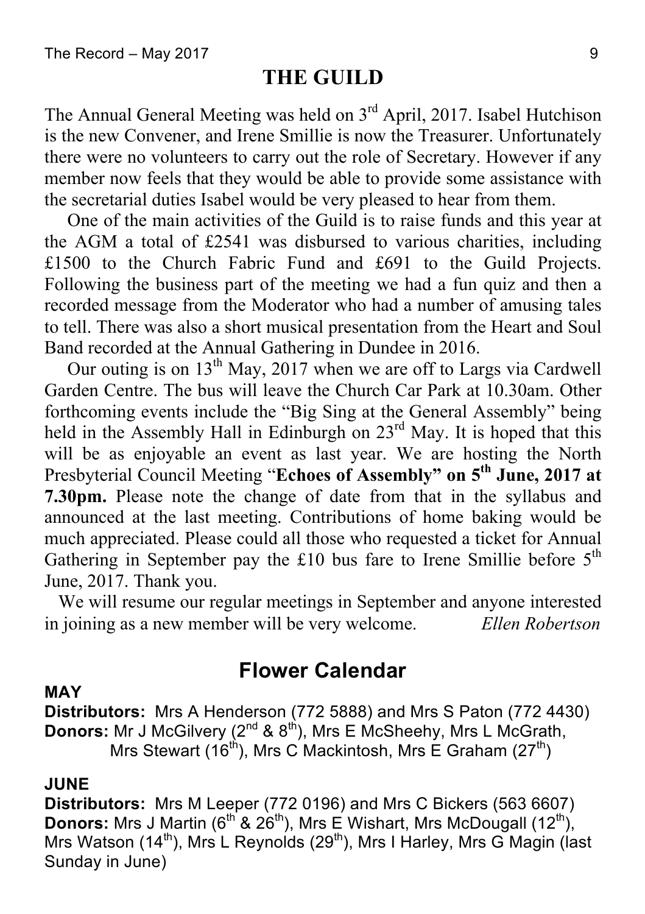## THE GUILD

The Annual General Meeting was held on 3rd April, 2017. Isabel Hutchison is the new Convener, and Irene Smillie is now the Treasurer. Unfortunately there were no volunteers to carry out the role of Secretary. However if any member now feels that they would be able to provide some assistance with the secretarial duties Isabel would be very pleased to hear from them.

One of the main activities of the Guild is to raise funds and this year at the AGM a total of £2541 was disbursed to various charities, including £1500 to the Church Fabric Fund and £691 to the Guild Projects. Following the business part of the meeting we had a fun quiz and then a recorded message from the Moderator who had a number of amusing tales to tell. There was also a short musical presentation from the Heart and Soul Band recorded at the Annual Gathering in Dundee in 2016.

Our outing is on 13th May, 2017 when we are off to Largs via Cardwell Garden Centre. The bus will leave the Church Car Park at 10.30am. Other forthcoming events include the "Big Sing at the General Assembly" being held in the Assembly Hall in Edinburgh on 23rd May. It is hoped that this will be as enjoyable an event as last year. We are hosting the North Presbyterial Council Meeting "**Echoes of Assembly" on 5th June, 2017 at 7.30pm.** Please note the change of date from that in the syllabus and announced at the last meeting. Contributions of home baking would be much appreciated. Please could all those who requested a ticket for Annual Gathering in September pay the £10 bus fare to Irene Smillie before 5th June, 2017. Thank you.

We will resume our regular meetings in September and anyone interested in joining as a new member will be very welcome. *Ellen Robertson*

## Flower Calendar

**MAY**

**Distributors:** Mrs A Henderson (772 5888) and Mrs S Paton (772 4430)
**Donors:** Mr J McGilvery (2nd & 8th), Mrs E McSheehy, Mrs L McGrath, Mrs Stewart (16th), Mrs C Mackintosh, Mrs E Graham (27th)

**JUNE**

**Distributors:** Mrs M Leeper (772 0196) and Mrs C Bickers (563 6607)
**Donors:** Mrs J Martin (6th & 26th), Mrs E Wishart, Mrs McDougall (12th), Mrs Watson (14th), Mrs L Reynolds (29th), Mrs I Harley, Mrs G Magin (last Sunday in June)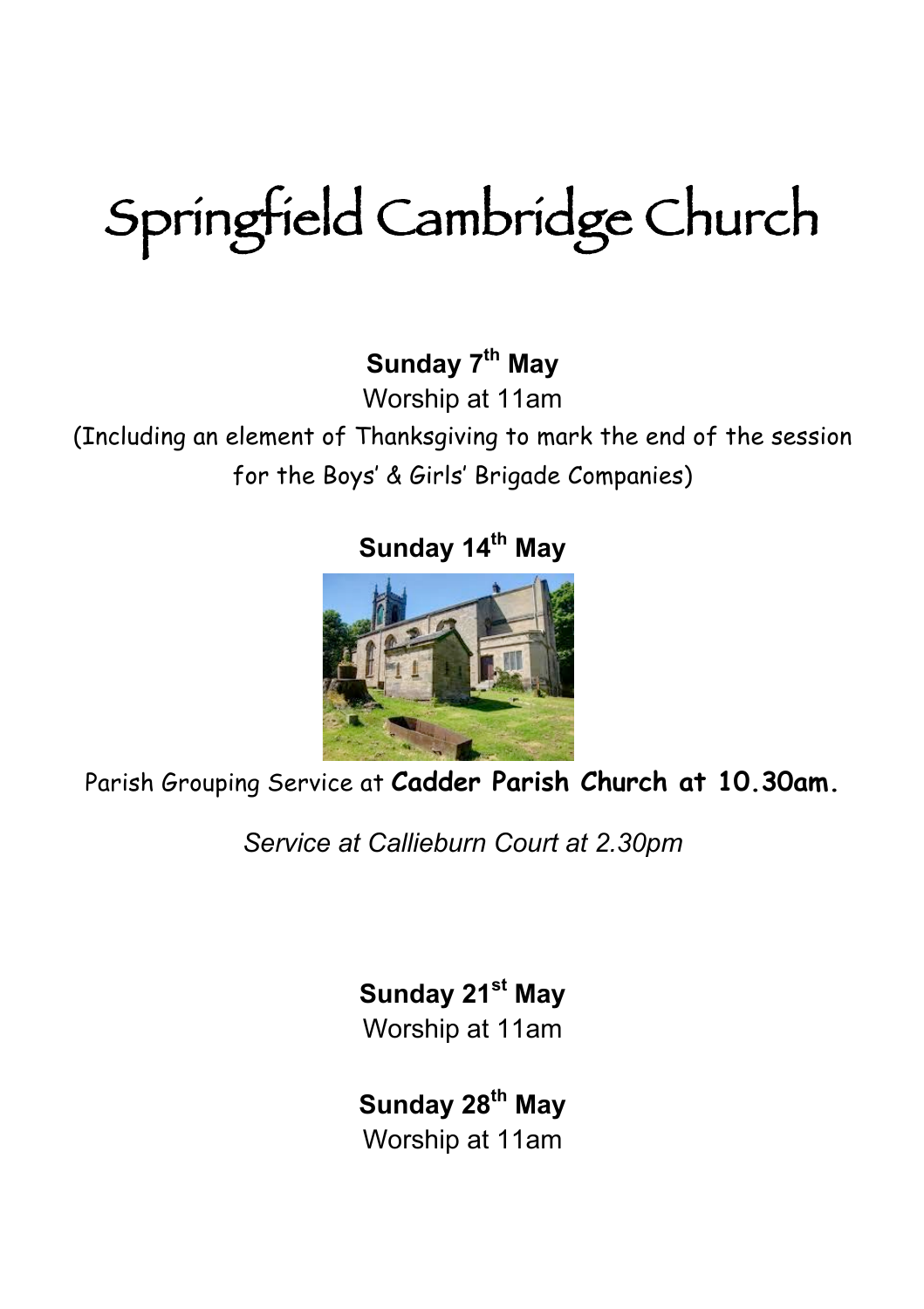# Springfield Cambridge Church

**Sunday 7th May**

Worship at 11am

(Including an element of Thanksgiving to mark the end of the session for the Boys' & Girls' Brigade Companies)

**Sunday 14th May**

Parish Grouping Service at **Cadder Parish Church at 10.30am.**

*Service at Callieburn Court at 2.30pm*

**Sunday 21st May**

Worship at 11am

**Sunday 28th May**

Worship at 11am